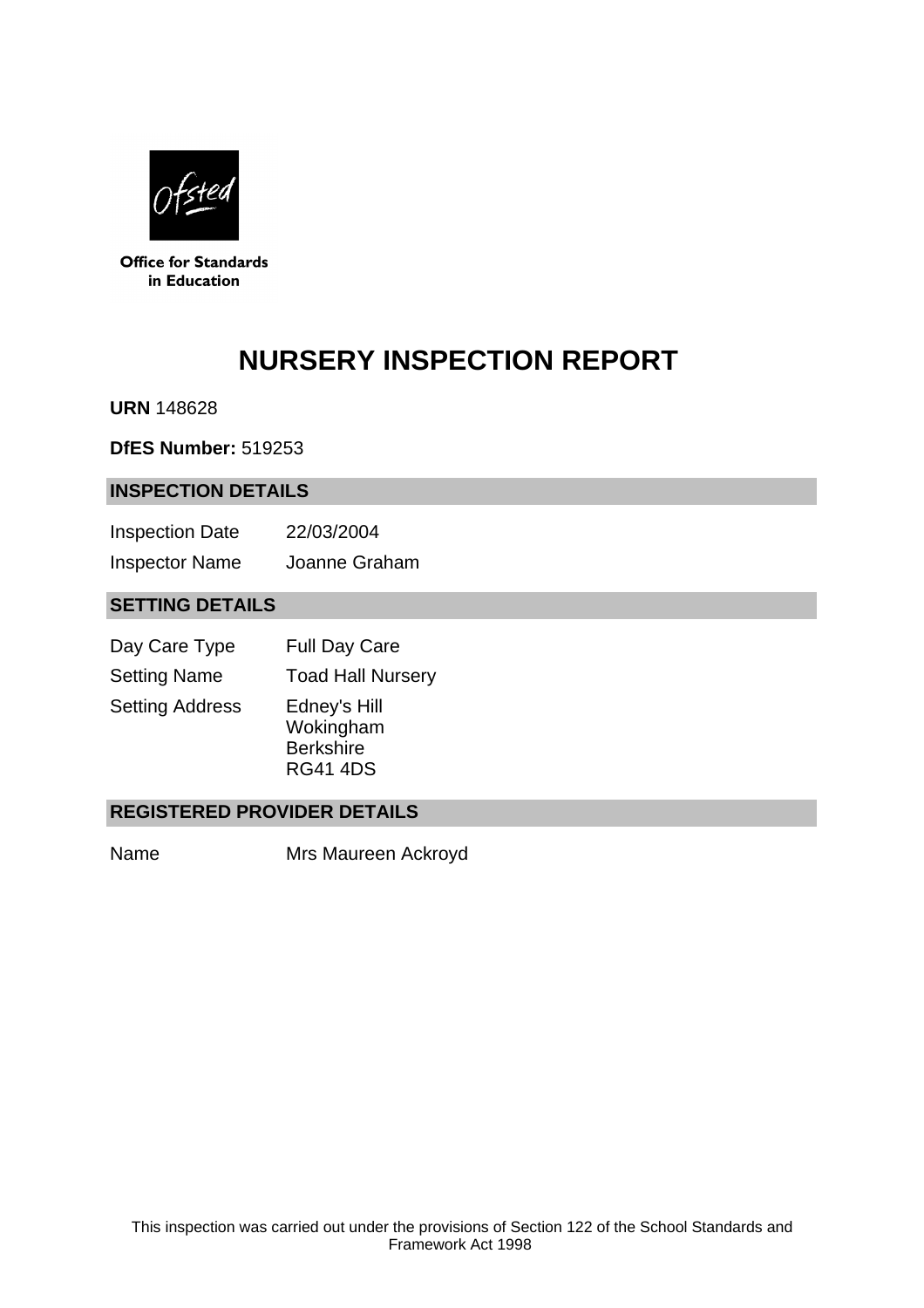Office for Standards in Education

# NURSERY INSPECTION REPORT

**URN** 148628

**DfES Number:** 519253

## INSPECTION DETAILS

| | |
|---|---|
| Inspection Date | 22/03/2004 |
| Inspector Name | Joanne Graham |

## SETTING DETAILS

| | |
|---|---|
| Day Care Type | Full Day Care |
| Setting Name | Toad Hall Nursery |
| Setting Address | Edney's Hill<br>Wokingham<br>Berkshire<br>RG41 4DS |

## REGISTERED PROVIDER DETAILS

| | |
|---|---|
| Name | Mrs Maureen Ackroyd |

This inspection was carried out under the provisions of Section 122 of the School Standards and Framework Act 1998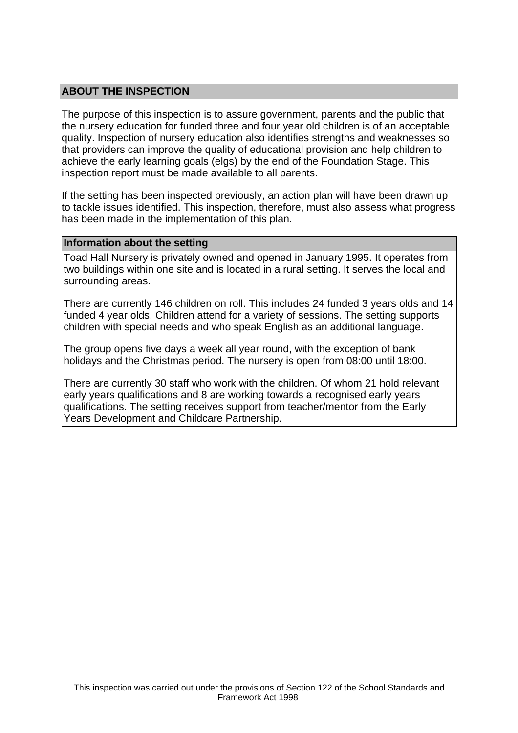## ABOUT THE INSPECTION

The purpose of this inspection is to assure government, parents and the public that the nursery education for funded three and four year old children is of an acceptable quality. Inspection of nursery education also identifies strengths and weaknesses so that providers can improve the quality of educational provision and help children to achieve the early learning goals (elgs) by the end of the Foundation Stage. This inspection report must be made available to all parents.

If the setting has been inspected previously, an action plan will have been drawn up to tackle issues identified. This inspection, therefore, must also assess what progress has been made in the implementation of this plan.

### Information about the setting

Toad Hall Nursery is privately owned and opened in January 1995. It operates from two buildings within one site and is located in a rural setting. It serves the local and surrounding areas.

There are currently 146 children on roll. This includes 24 funded 3 years olds and 14 funded 4 year olds. Children attend for a variety of sessions. The setting supports children with special needs and who speak English as an additional language.

The group opens five days a week all year round, with the exception of bank holidays and the Christmas period. The nursery is open from 08:00 until 18:00.

There are currently 30 staff who work with the children. Of whom 21 hold relevant early years qualifications and 8 are working towards a recognised early years qualifications. The setting receives support from teacher/mentor from the Early Years Development and Childcare Partnership.

This inspection was carried out under the provisions of Section 122 of the School Standards and Framework Act 1998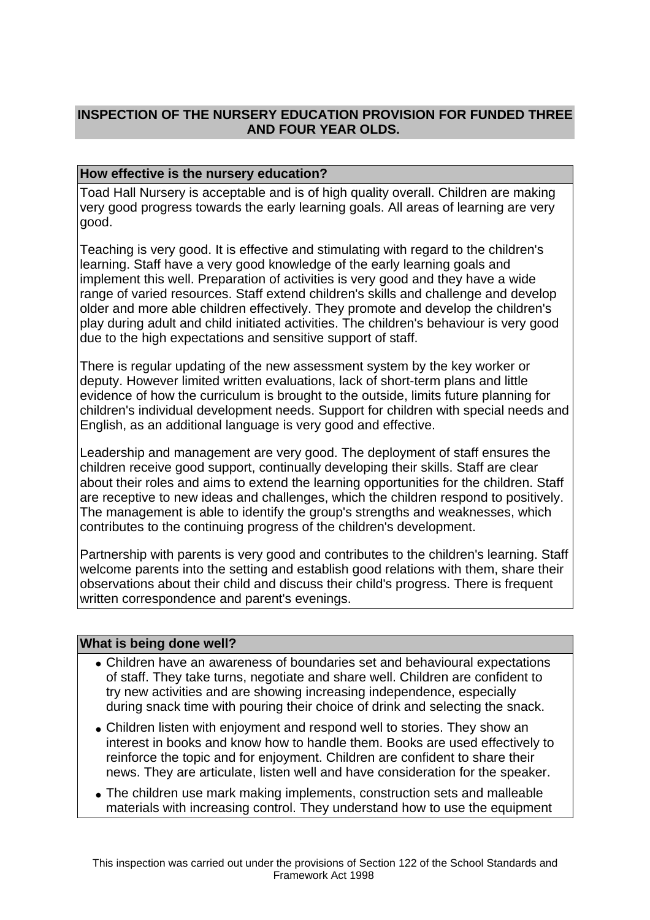## INSPECTION OF THE NURSERY EDUCATION PROVISION FOR FUNDED THREE AND FOUR YEAR OLDS.

### How effective is the nursery education?

Toad Hall Nursery is acceptable and is of high quality overall. Children are making very good progress towards the early learning goals. All areas of learning are very good.

Teaching is very good. It is effective and stimulating with regard to the children's learning. Staff have a very good knowledge of the early learning goals and implement this well. Preparation of activities is very good and they have a wide range of varied resources. Staff extend children's skills and challenge and develop older and more able children effectively. They promote and develop the children's play during adult and child initiated activities. The children's behaviour is very good due to the high expectations and sensitive support of staff.

There is regular updating of the new assessment system by the key worker or deputy. However limited written evaluations, lack of short-term plans and little evidence of how the curriculum is brought to the outside, limits future planning for children's individual development needs. Support for children with special needs and English, as an additional language is very good and effective.

Leadership and management are very good. The deployment of staff ensures the children receive good support, continually developing their skills. Staff are clear about their roles and aims to extend the learning opportunities for the children. Staff are receptive to new ideas and challenges, which the children respond to positively. The management is able to identify the group's strengths and weaknesses, which contributes to the continuing progress of the children's development.

Partnership with parents is very good and contributes to the children's learning. Staff welcome parents into the setting and establish good relations with them, share their observations about their child and discuss their child's progress. There is frequent written correspondence and parent's evenings.

### What is being done well?

- Children have an awareness of boundaries set and behavioural expectations of staff. They take turns, negotiate and share well. Children are confident to try new activities and are showing increasing independence, especially during snack time with pouring their choice of drink and selecting the snack.
- Children listen with enjoyment and respond well to stories. They show an interest in books and know how to handle them. Books are used effectively to reinforce the topic and for enjoyment. Children are confident to share their news. They are articulate, listen well and have consideration for the speaker.
- The children use mark making implements, construction sets and malleable materials with increasing control. They understand how to use the equipment

This inspection was carried out under the provisions of Section 122 of the School Standards and Framework Act 1998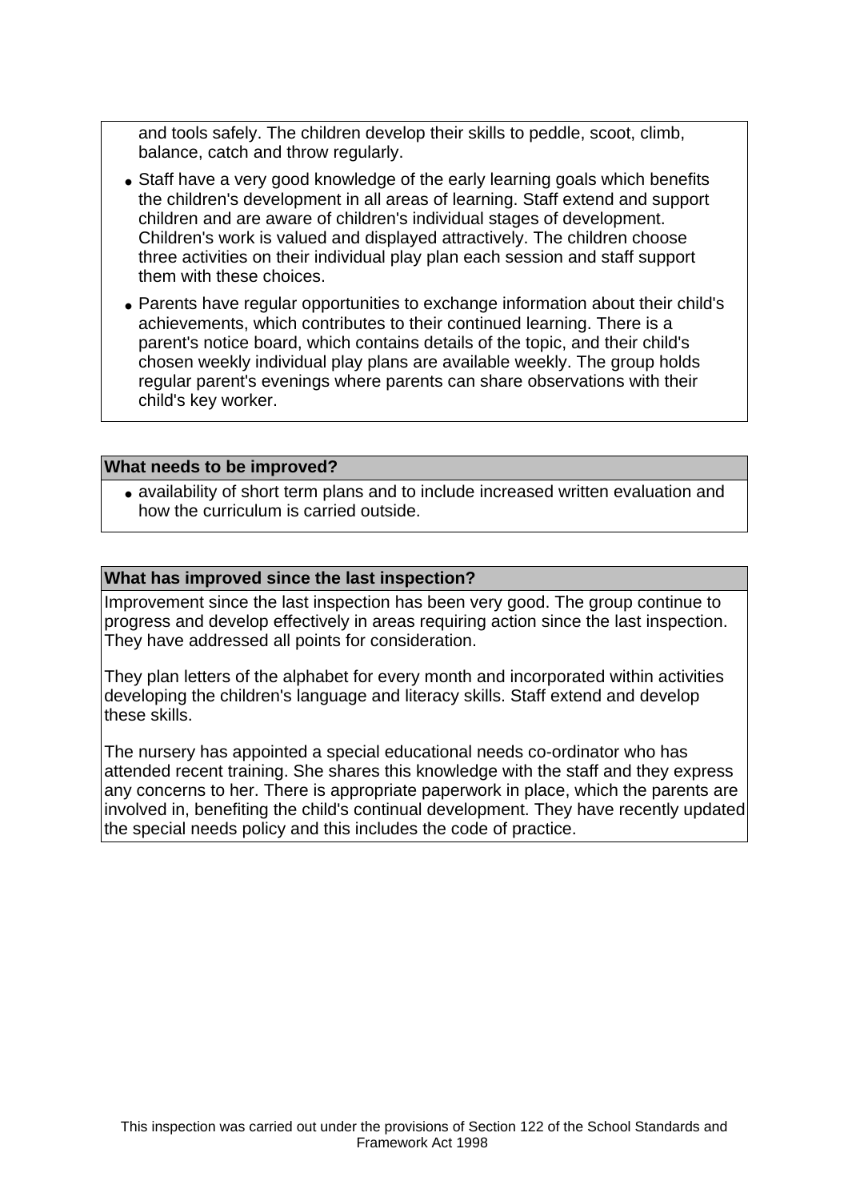and tools safely. The children develop their skills to peddle, scoot, climb, balance, catch and throw regularly.

- Staff have a very good knowledge of the early learning goals which benefits the children's development in all areas of learning. Staff extend and support children and are aware of children's individual stages of development. Children's work is valued and displayed attractively. The children choose three activities on their individual play plan each session and staff support them with these choices.
- Parents have regular opportunities to exchange information about their child's achievements, which contributes to their continued learning. There is a parent's notice board, which contains details of the topic, and their child's chosen weekly individual play plans are available weekly. The group holds regular parent's evenings where parents can share observations with their child's key worker.

## What needs to be improved?

- availability of short term plans and to include increased written evaluation and how the curriculum is carried outside.

## What has improved since the last inspection?

Improvement since the last inspection has been very good. The group continue to progress and develop effectively in areas requiring action since the last inspection. They have addressed all points for consideration.

They plan letters of the alphabet for every month and incorporated within activities developing the children's language and literacy skills. Staff extend and develop these skills.

The nursery has appointed a special educational needs co-ordinator who has attended recent training. She shares this knowledge with the staff and they express any concerns to her. There is appropriate paperwork in place, which the parents are involved in, benefiting the child's continual development. They have recently updated the special needs policy and this includes the code of practice.

This inspection was carried out under the provisions of Section 122 of the School Standards and Framework Act 1998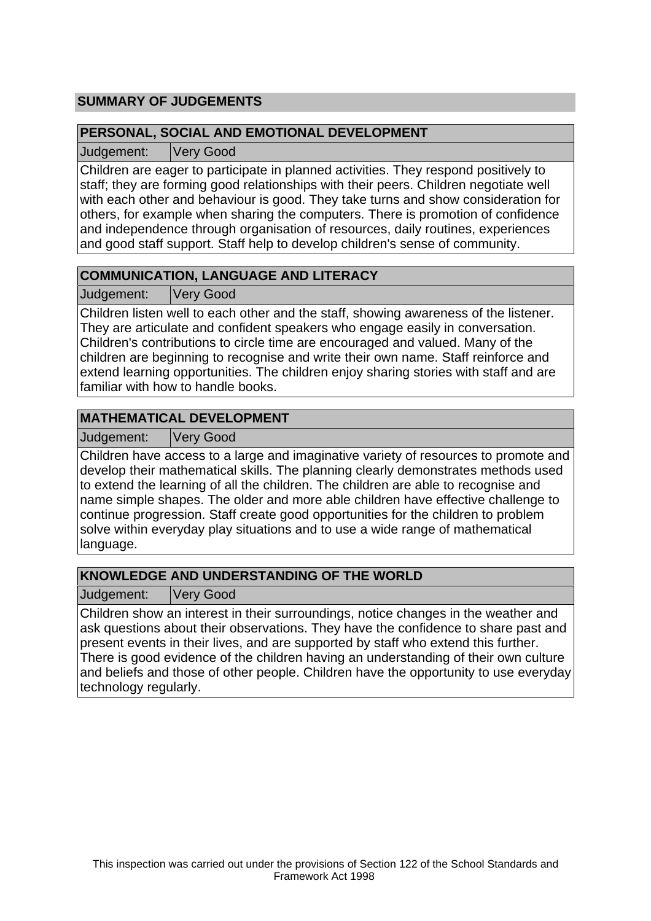## SUMMARY OF JUDGEMENTS

### PERSONAL, SOCIAL AND EMOTIONAL DEVELOPMENT

| Judgement: | Very Good |
|---|---|

Children are eager to participate in planned activities. They respond positively to staff; they are forming good relationships with their peers. Children negotiate well with each other and behaviour is good. They take turns and show consideration for others, for example when sharing the computers. There is promotion of confidence and independence through organisation of resources, daily routines, experiences and good staff support. Staff help to develop children's sense of community.

### COMMUNICATION, LANGUAGE AND LITERACY

| Judgement: | Very Good |
|---|---|

Children listen well to each other and the staff, showing awareness of the listener. They are articulate and confident speakers who engage easily in conversation. Children's contributions to circle time are encouraged and valued. Many of the children are beginning to recognise and write their own name. Staff reinforce and extend learning opportunities. The children enjoy sharing stories with staff and are familiar with how to handle books.

### MATHEMATICAL DEVELOPMENT

| Judgement: | Very Good |
|---|---|

Children have access to a large and imaginative variety of resources to promote and develop their mathematical skills. The planning clearly demonstrates methods used to extend the learning of all the children. The children are able to recognise and name simple shapes. The older and more able children have effective challenge to continue progression. Staff create good opportunities for the children to problem solve within everyday play situations and to use a wide range of mathematical language.

### KNOWLEDGE AND UNDERSTANDING OF THE WORLD

| Judgement: | Very Good |
|---|---|

Children show an interest in their surroundings, notice changes in the weather and ask questions about their observations. They have the confidence to share past and present events in their lives, and are supported by staff who extend this further. There is good evidence of the children having an understanding of their own culture and beliefs and those of other people. Children have the opportunity to use everyday technology regularly.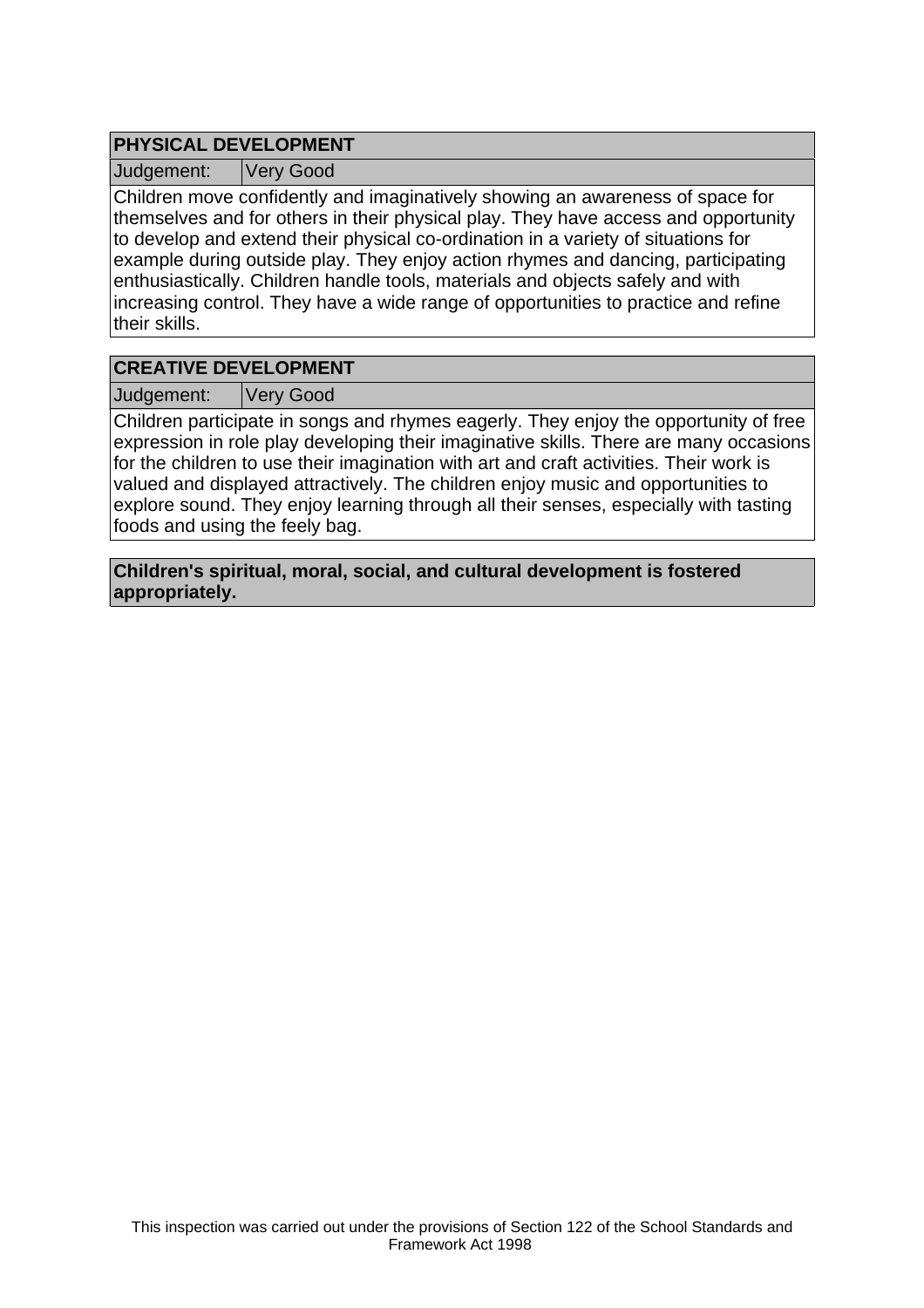## PHYSICAL DEVELOPMENT

| Judgement: | Very Good |
|---|---|

Children move confidently and imaginatively showing an awareness of space for themselves and for others in their physical play. They have access and opportunity to develop and extend their physical co-ordination in a variety of situations for example during outside play. They enjoy action rhymes and dancing, participating enthusiastically. Children handle tools, materials and objects safely and with increasing control. They have a wide range of opportunities to practice and refine their skills.

## CREATIVE DEVELOPMENT

| Judgement: | Very Good |
|---|---|

Children participate in songs and rhymes eagerly. They enjoy the opportunity of free expression in role play developing their imaginative skills. There are many occasions for the children to use their imagination with art and craft activities. Their work is valued and displayed attractively. The children enjoy music and opportunities to explore sound. They enjoy learning through all their senses, especially with tasting foods and using the feely bag.

**Children's spiritual, moral, social, and cultural development is fostered appropriately.**

This inspection was carried out under the provisions of Section 122 of the School Standards and Framework Act 1998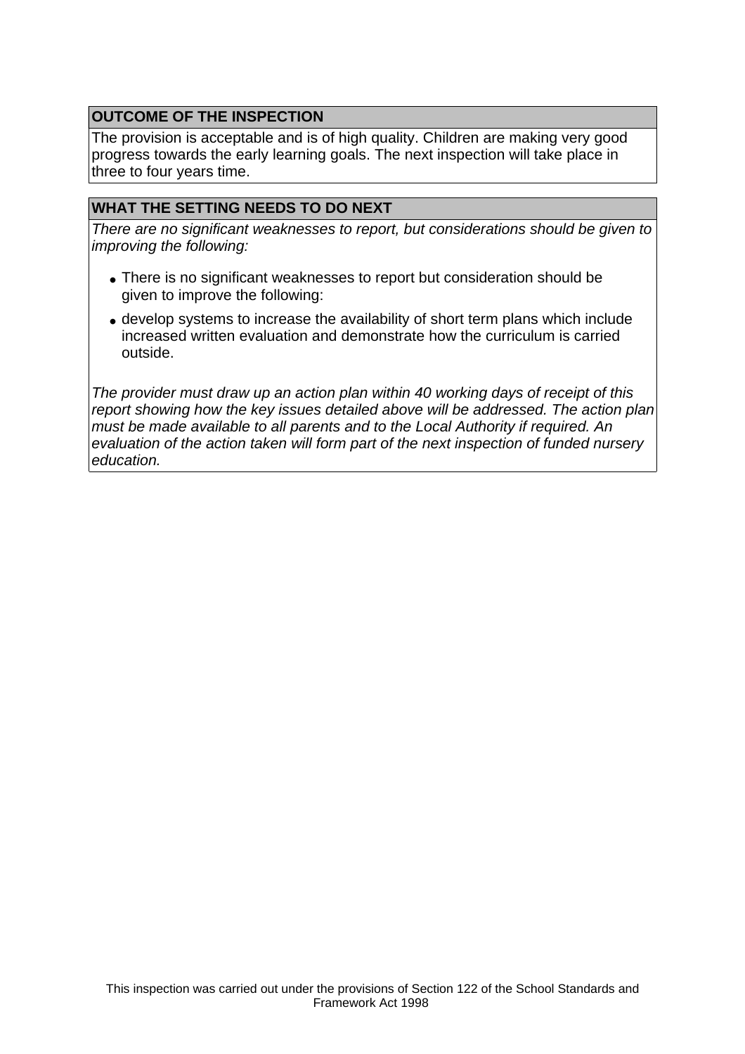## OUTCOME OF THE INSPECTION

The provision is acceptable and is of high quality. Children are making very good progress towards the early learning goals. The next inspection will take place in three to four years time.

## WHAT THE SETTING NEEDS TO DO NEXT

*There are no significant weaknesses to report, but considerations should be given to improving the following:*

- There is no significant weaknesses to report but consideration should be given to improve the following:
- develop systems to increase the availability of short term plans which include increased written evaluation and demonstrate how the curriculum is carried outside.

*The provider must draw up an action plan within 40 working days of receipt of this report showing how the key issues detailed above will be addressed. The action plan must be made available to all parents and to the Local Authority if required. An evaluation of the action taken will form part of the next inspection of funded nursery education.*

This inspection was carried out under the provisions of Section 122 of the School Standards and Framework Act 1998